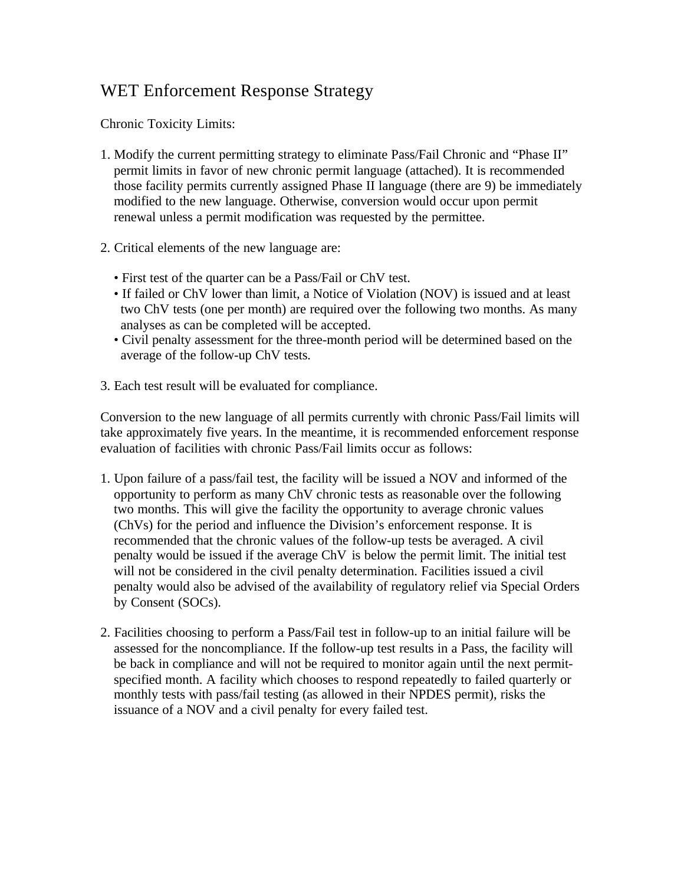# WET Enforcement Response Strategy

Chronic Toxicity Limits:

1. Modify the current permitting strategy to eliminate Pass/Fail Chronic and "Phase II" permit limits in favor of new chronic permit language (attached). It is recommended those facility permits currently assigned Phase II language (there are 9) be immediately modified to the new language. Otherwise, conversion would occur upon permit renewal unless a permit modification was requested by the permittee.

2. Critical elements of the new language are:

   - First test of the quarter can be a Pass/Fail or ChV test.
   - If failed or ChV lower than limit, a Notice of Violation (NOV) is issued and at least two ChV tests (one per month) are required over the following two months. As many analyses as can be completed will be accepted.
   - Civil penalty assessment for the three-month period will be determined based on the average of the follow-up ChV tests.

3. Each test result will be evaluated for compliance.

Conversion to the new language of all permits currently with chronic Pass/Fail limits will take approximately five years. In the meantime, it is recommended enforcement response evaluation of facilities with chronic Pass/Fail limits occur as follows:

1. Upon failure of a pass/fail test, the facility will be issued a NOV and informed of the opportunity to perform as many ChV chronic tests as reasonable over the following two months. This will give the facility the opportunity to average chronic values (ChVs) for the period and influence the Division's enforcement response. It is recommended that the chronic values of the follow-up tests be averaged. A civil penalty would be issued if the average ChV is below the permit limit. The initial test will not be considered in the civil penalty determination. Facilities issued a civil penalty would also be advised of the availability of regulatory relief via Special Orders by Consent (SOCs).

2. Facilities choosing to perform a Pass/Fail test in follow-up to an initial failure will be assessed for the noncompliance. If the follow-up test results in a Pass, the facility will be back in compliance and will not be required to monitor again until the next permit-specified month. A facility which chooses to respond repeatedly to failed quarterly or monthly tests with pass/fail testing (as allowed in their NPDES permit), risks the issuance of a NOV and a civil penalty for every failed test.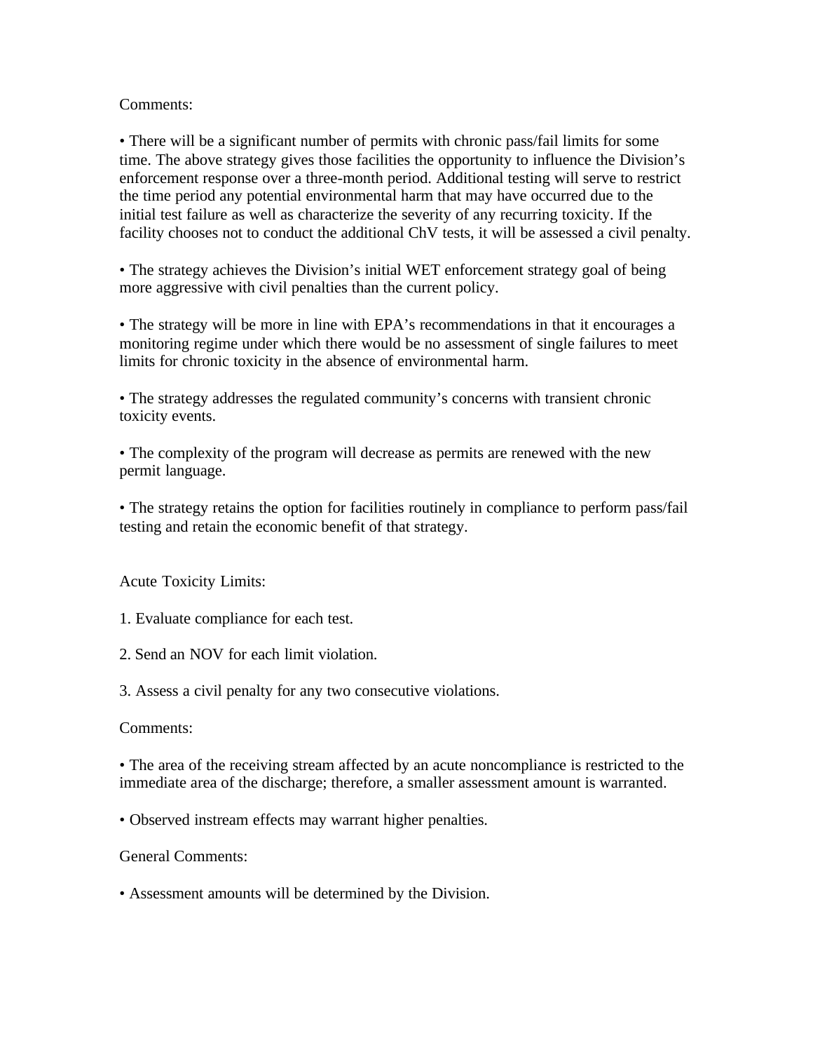Comments:

- There will be a significant number of permits with chronic pass/fail limits for some time. The above strategy gives those facilities the opportunity to influence the Division's enforcement response over a three-month period. Additional testing will serve to restrict the time period any potential environmental harm that may have occurred due to the initial test failure as well as characterize the severity of any recurring toxicity. If the facility chooses not to conduct the additional ChV tests, it will be assessed a civil penalty.

- The strategy achieves the Division's initial WET enforcement strategy goal of being more aggressive with civil penalties than the current policy.

- The strategy will be more in line with EPA's recommendations in that it encourages a monitoring regime under which there would be no assessment of single failures to meet limits for chronic toxicity in the absence of environmental harm.

- The strategy addresses the regulated community's concerns with transient chronic toxicity events.

- The complexity of the program will decrease as permits are renewed with the new permit language.

- The strategy retains the option for facilities routinely in compliance to perform pass/fail testing and retain the economic benefit of that strategy.

Acute Toxicity Limits:

1. Evaluate compliance for each test.

2. Send an NOV for each limit violation.

3. Assess a civil penalty for any two consecutive violations.

Comments:

- The area of the receiving stream affected by an acute noncompliance is restricted to the immediate area of the discharge; therefore, a smaller assessment amount is warranted.

- Observed instream effects may warrant higher penalties.

General Comments:

- Assessment amounts will be determined by the Division.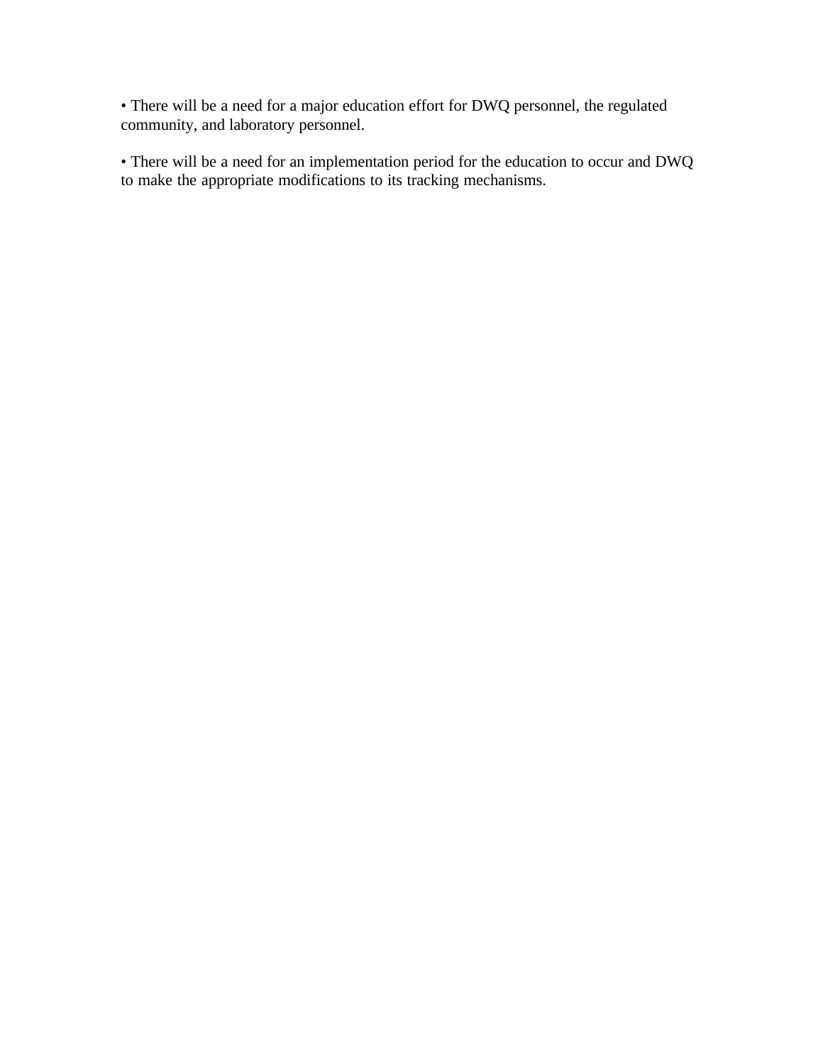- There will be a need for a major education effort for DWQ personnel, the regulated community, and laboratory personnel.

- There will be a need for an implementation period for the education to occur and DWQ to make the appropriate modifications to its tracking mechanisms.